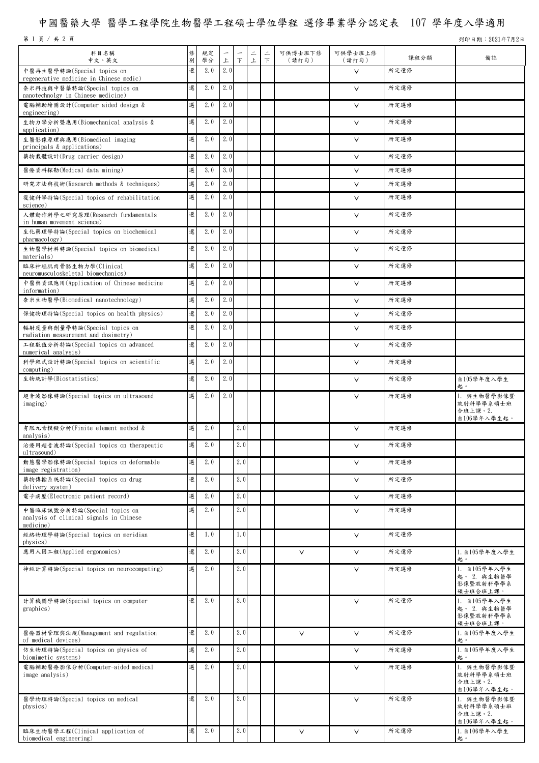# 中國醫藥大學 醫學工程學院生物醫學工程碩士學位學程 選修畢業學分認定表 107 學年度入學適用

列印日期：2021年7月2日

| 科目名稱<br>中文、英文 | 修別 | 規定學分 | 一上 | 一下 | 二上 | 二下 | 可供博士班下修<br>(請打勾) | 可供學士班上修<br>(請打勾) | 課程分類 | 備註 |
|---|---|---|---|---|---|---|---|---|---|---|
| 中醫再生醫學特論(Special topics on regenerative medicine in Chinese medic) | 選 | 2.0 | 2.0 | | | | | V | 所定選修 | |
| 奈米科技與中醫藥特論(Special topics on nanotechnolgy in Chinese medicine) | 選 | 2.0 | 2.0 | | | | | V | 所定選修 | |
| 電腦輔助繪圖設計(Computer aided design & engineering) | 選 | 2.0 | 2.0 | | | | | V | 所定選修 | |
| 生物力學分析暨應用(Biomechanical analysis & application) | 選 | 2.0 | 2.0 | | | | | V | 所定選修 | |
| 生醫影像原理與應用(Biomedical imaging principals & applications) | 選 | 2.0 | 2.0 | | | | | V | 所定選修 | |
| 藥物載體設計(Drug carrier design) | 選 | 2.0 | 2.0 | | | | | V | 所定選修 | |
| 醫療資料探勘(Medical data mining) | 選 | 3.0 | 3.0 | | | | | V | 所定選修 | |
| 研究方法與技術(Research methods & techniques) | 選 | 2.0 | 2.0 | | | | | V | 所定選修 | |
| 復健科學特論(Special topics of rehabilitation science) | 選 | 2.0 | 2.0 | | | | | V | 所定選修 | |
| 人體動作科學之研究原理(Research fundamentals in human movement science) | 選 | 2.0 | 2.0 | | | | | V | 所定選修 | |
| 生化藥理學特論(Special topics on biochemical pharmacology) | 選 | 2.0 | 2.0 | | | | | V | 所定選修 | |
| 生物醫學材料特論(Special topics on biomedical materials) | 選 | 2.0 | 2.0 | | | | | V | 所定選修 | |
| 臨床神經肌肉骨骼生物力學(Clinical neuromusculoskeletal biomechanics) | 選 | 2.0 | 2.0 | | | | | V | 所定選修 | |
| 中醫藥資訊應用(Application of Chinese medicine information) | 選 | 2.0 | 2.0 | | | | | V | 所定選修 | |
| 奈米生物醫學(Biomedical nanotechnology) | 選 | 2.0 | 2.0 | | | | | V | 所定選修 | |
| 保健物理特論(Special topics on health physics) | 選 | 2.0 | 2.0 | | | | | V | 所定選修 | |
| 輻射度量與劑量學特論(Special topics on radiation measurement and dosimetry) | 選 | 2.0 | 2.0 | | | | | V | 所定選修 | |
| 工程數值分析特論(Special topics on advanced numerical analysis) | 選 | 2.0 | 2.0 | | | | | V | 所定選修 | |
| 科學程式設計特論(Special topics on scientific computing) | 選 | 2.0 | 2.0 | | | | | V | 所定選修 | |
| 生物統計學(Biostatistics) | 選 | 2.0 | 2.0 | | | | | V | 所定選修 | 自105學年度入學生起。 |
| 超音波影像特論(Special topics on ultrasound imaging) | 選 | 2.0 | 2.0 | | | | | V | 所定選修 | 1. 與生物醫學影像暨放射科學學系碩士班合班上課。2. 自106學年入學生起。 |
| 有限元素模擬分析(Finite element method & analysis) | 選 | 2.0 | | 2.0 | | | | V | 所定選修 | |
| 治療用超音波特論(Special topics on therapeutic ultrasound) | 選 | 2.0 | | 2.0 | | | | V | 所定選修 | |
| 動態醫學影像特論(Special topics on deformable image registration) | 選 | 2.0 | | 2.0 | | | | V | 所定選修 | |
| 藥物傳輸系統特論(Special topics on drug delivery system) | 選 | 2.0 | | 2.0 | | | | V | 所定選修 | |
| 電子病歷(Electronic patient record) | 選 | 2.0 | | 2.0 | | | | V | 所定選修 | |
| 中醫臨床訊號分析特論(Special topics on analysis of clinical signals in Chinese medicine) | 選 | 2.0 | | 2.0 | | | | V | 所定選修 | |
| 經絡物理學特論(Special topics on meridian physics) | 選 | 1.0 | | 1.0 | | | | V | 所定選修 | |
| 應用人因工程(Applied ergonomics) | 選 | 2.0 | | 2.0 | | | V | V | 所定選修 | 1.自105學年度入學生起。 |
| 神經計算特論(Special topics on neurocomputing) | 選 | 2.0 | | 2.0 | | | | V | 所定選修 | 1. 自105學年入學生起。 2. 與生物醫學影像暨放射科學學系碩士班合班上課。 |
| 計算機圖學特論(Special topics on computer graphics) | 選 | 2.0 | | 2.0 | | | | V | 所定選修 | 1. 自105學年入學生起。 2. 與生物醫學影像暨放射科學學系碩士班合班上課。 |
| 醫療器材管理與法規(Management and regulation of medical devices) | 選 | 2.0 | | 2.0 | | | V | V | 所定選修 | 1.自105學年度入學生起。 |
| 仿生物理特論(Special topics on physics of biomimetic systems) | 選 | 2.0 | | 2.0 | | | | V | 所定選修 | 1.自105學年度入學生起。 |
| 電腦輔助醫療影像分析(Computer-aided medical image analysis) | 選 | 2.0 | | 2.0 | | | | V | 所定選修 | 1. 與生物醫學影像暨放射科學學系碩士班合班上課。2. 自106學年入學生起。 |
| 醫學物理特論(Special topics on medical physics) | 選 | 2.0 | | 2.0 | | | | V | 所定選修 | 1. 與生物醫學影像暨放射科學學系碩士班合班上課。2. 自106學年入學生起。 |
| 臨床生物醫學工程(Clinical application of biomedical engineering) | 選 | 2.0 | | 2.0 | | | V | V | 所定選修 | 1.自106學年入學生起。 |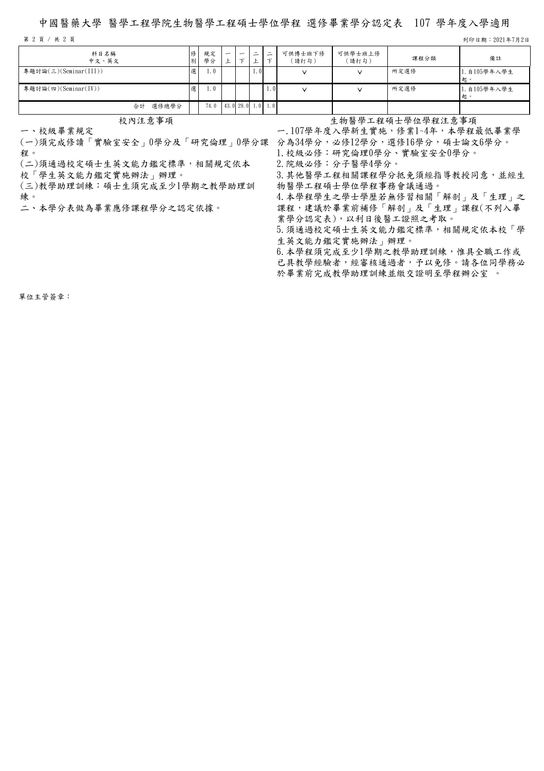# 中國醫藥大學 醫學工程學院生物醫學工程碩士學位學程 選修畢業學分認定表 107 學年度入學適用

列印日期：2021年7月2日

| 科目名稱 中文、英文 | 修別 | 規定學分 | 一上 | 一下 | 二上 | 二下 | 可供博士班下修（請打勾） | 可供學士班上修（請打勾） | 課程分類 | 備註 |
|---|---|---|---|---|---|---|---|---|---|---|
| 專題討論(三)(Seminar(III)) | 選 | 1.0 | | | 1.0 | | V | V | 所定選修 | 1.自105學年入學生起。 |
| 專題討論(四)(Seminar(IV)) | 選 | 1.0 | | | | 1.0 | V | V | 所定選修 | 1.自105學年入學生起。 |
| 合計 選修總學分 | | 74.0 | 43.0 | 29.0 | 1.0 | 1.0 | | | | |

## 校內注意事項

一、校級畢業規定

(一)須完成修讀「實驗室安全」0學分及「研究倫理」0學分課程。

(二)須通過校定碩士生英文能力鑑定標準，相關規定依本校「學生英文能力鑑定實施辦法」辦理。

(三)教學助理訓練：碩士生須完成至少1學期之教學助理訓練。

二、本學分表做為畢業應修課程學分之認定依據。

## 生物醫學工程碩士學位學程注意事項

一.107學年度入學新生實施，修業1~4年，本學程最低畢業學分為34學分，必修12學分，選修16學分，碩士論文6學分。

1.校級必修：研究倫理0學分、實驗室安全0學分。

2.院級必修：分子醫學4學分。

3.其他醫學工程相關課程學分抵免須經指導教授同意，並經生物醫學工程碩士學位學程事務會議通過。

4.本學程學生之學士學歷若無修習相關「解剖」及「生理」之課程，建議於畢業前補修「解剖」及「生理」課程(不列入畢業學分認定表)，以利日後醫工證照之考取。

5.須通過校定碩士生英文能力鑑定標準，相關規定依本校「學生英文能力鑑定實施辦法」辦理。

6.本學程須完成至少1學期之教學助理訓練，惟具全職工作或已具教學經驗者，經審核通過者，予以免修。請各位同學務必於畢業前完成教學助理訓練並繳交證明至學程辦公室 。

單位主管簽章：